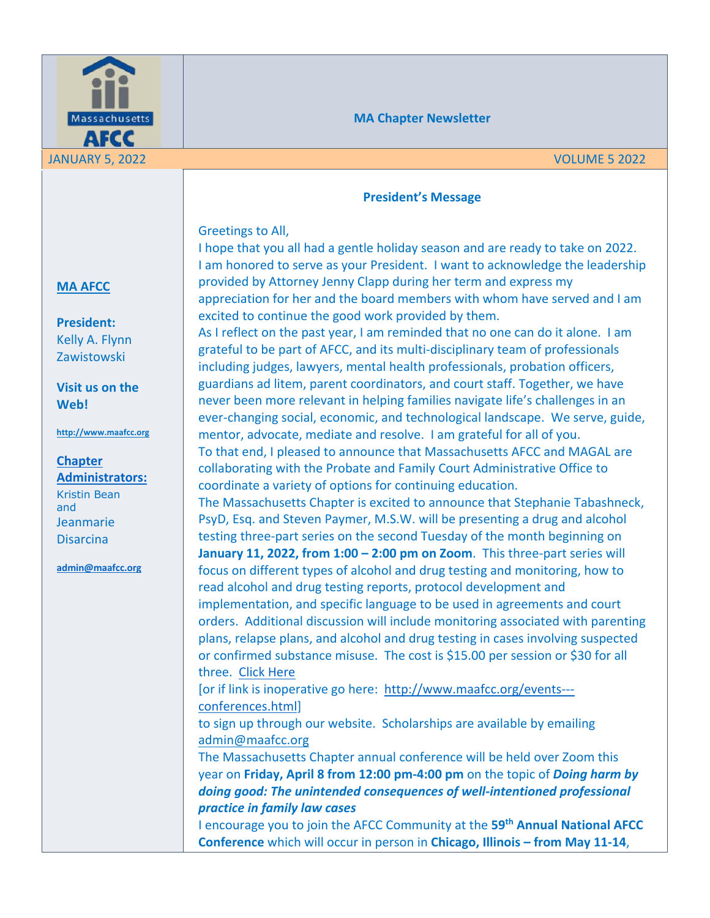# MA Chapter Newsletter

JANUARY 5, 2022 VOLUME 5 2022

**MA AFCC**

**President:**
Kelly A. Flynn Zawistowski

**Visit us on the Web!**

http://www.maafcc.org

**Chapter Administrators:**
Kristin Bean and Jeanmarie Disarcina

admin@maafcc.org

## President's Message

Greetings to All,

I hope that you all had a gentle holiday season and are ready to take on 2022. I am honored to serve as your President. I want to acknowledge the leadership provided by Attorney Jenny Clapp during her term and express my appreciation for her and the board members with whom have served and I am excited to continue the good work provided by them.

As I reflect on the past year, I am reminded that no one can do it alone. I am grateful to be part of AFCC, and its multi-disciplinary team of professionals including judges, lawyers, mental health professionals, probation officers, guardians ad litem, parent coordinators, and court staff. Together, we have never been more relevant in helping families navigate life's challenges in an ever-changing social, economic, and technological landscape. We serve, guide, mentor, advocate, mediate and resolve. I am grateful for all of you.

To that end, I pleased to announce that Massachusetts AFCC and MAGAL are collaborating with the Probate and Family Court Administrative Office to coordinate a variety of options for continuing education.

The Massachusetts Chapter is excited to announce that Stephanie Tabashneck, PsyD, Esq. and Steven Paymer, M.S.W. will be presenting a drug and alcohol testing three-part series on the second Tuesday of the month beginning on **January 11, 2022, from 1:00 – 2:00 pm on Zoom**. This three-part series will focus on different types of alcohol and drug testing and monitoring, how to read alcohol and drug testing reports, protocol development and implementation, and specific language to be used in agreements and court orders. Additional discussion will include monitoring associated with parenting plans, relapse plans, and alcohol and drug testing in cases involving suspected or confirmed substance misuse. The cost is $15.00 per session or $30 for all three. Click Here [or if link is inoperative go here: http://www.maafcc.org/events---conferences.html] to sign up through our website. Scholarships are available by emailing admin@maafcc.org

The Massachusetts Chapter annual conference will be held over Zoom this year on **Friday, April 8 from 12:00 pm-4:00 pm** on the topic of ***Doing harm by doing good: The unintended consequences of well-intentioned professional practice in family law cases***

I encourage you to join the AFCC Community at the **59th Annual National AFCC Conference** which will occur in person in **Chicago, Illinois – from May 11-14**,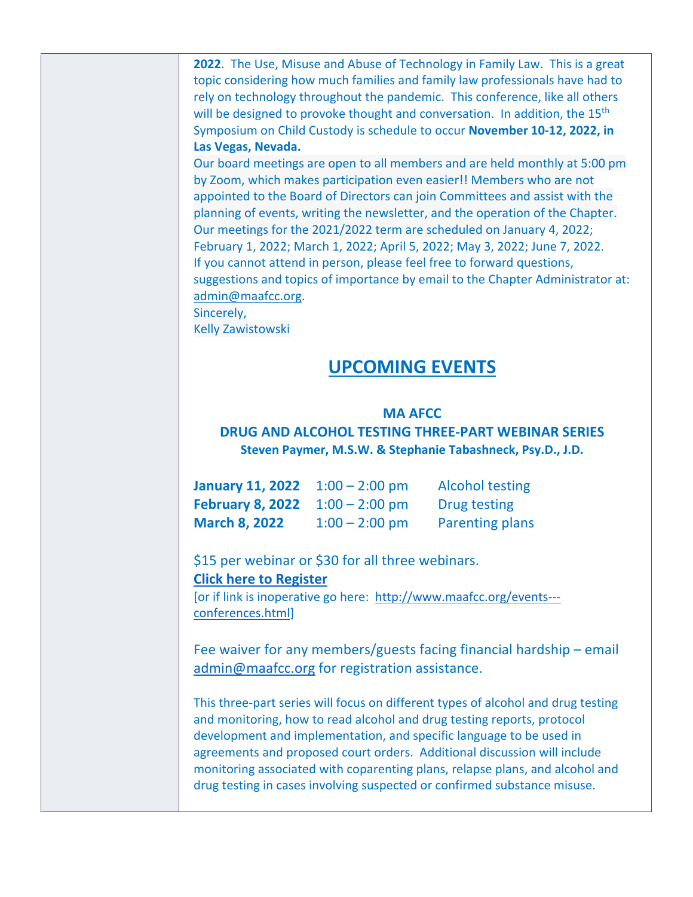**2022**. The Use, Misuse and Abuse of Technology in Family Law. This is a great topic considering how much families and family law professionals have had to rely on technology throughout the pandemic. This conference, like all others will be designed to provoke thought and conversation. In addition, the 15th Symposium on Child Custody is schedule to occur **November 10-12, 2022, in Las Vegas, Nevada.**

Our board meetings are open to all members and are held monthly at 5:00 pm by Zoom, which makes participation even easier!! Members who are not appointed to the Board of Directors can join Committees and assist with the planning of events, writing the newsletter, and the operation of the Chapter. Our meetings for the 2021/2022 term are scheduled on January 4, 2022; February 1, 2022; March 1, 2022; April 5, 2022; May 3, 2022; June 7, 2022. If you cannot attend in person, please feel free to forward questions, suggestions and topics of importance by email to the Chapter Administrator at: admin@maafcc.org.

Sincerely,
Kelly Zawistowski

## UPCOMING EVENTS

### MA AFCC
### DRUG AND ALCOHOL TESTING THREE-PART WEBINAR SERIES

**Steven Paymer, M.S.W. & Stephanie Tabashneck, Psy.D., J.D.**

| | | |
|---|---|---|
| **January 11, 2022** | 1:00 – 2:00 pm | Alcohol testing |
| **February 8, 2022** | 1:00 – 2:00 pm | Drug testing |
| **March 8, 2022** | 1:00 – 2:00 pm | Parenting plans |

$15 per webinar or $30 for all three webinars.

**Click here to Register**

[or if link is inoperative go here: http://www.maafcc.org/events---conferences.html]

Fee waiver for any members/guests facing financial hardship – email admin@maafcc.org for registration assistance.

This three-part series will focus on different types of alcohol and drug testing and monitoring, how to read alcohol and drug testing reports, protocol development and implementation, and specific language to be used in agreements and proposed court orders. Additional discussion will include monitoring associated with coparenting plans, relapse plans, and alcohol and drug testing in cases involving suspected or confirmed substance misuse.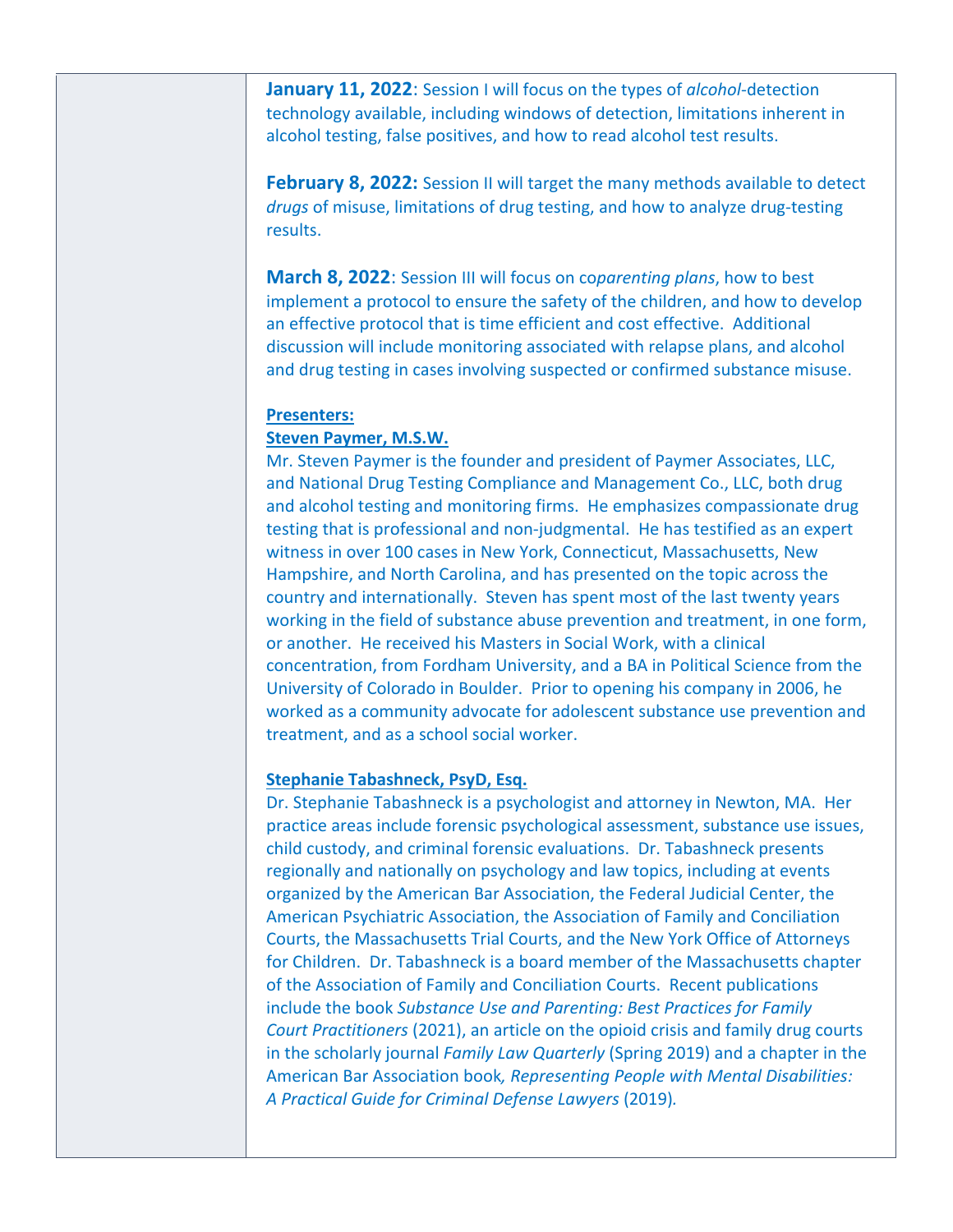**January 11, 2022**: Session I will focus on the types of *alcohol*-detection technology available, including windows of detection, limitations inherent in alcohol testing, false positives, and how to read alcohol test results.

**February 8, 2022:** Session II will target the many methods available to detect *drugs* of misuse, limitations of drug testing, and how to analyze drug-testing results.

**March 8, 2022**: Session III will focus on co*parenting plans*, how to best implement a protocol to ensure the safety of the children, and how to develop an effective protocol that is time efficient and cost effective. Additional discussion will include monitoring associated with relapse plans, and alcohol and drug testing in cases involving suspected or confirmed substance misuse.

**Presenters:**

**Steven Paymer, M.S.W.**

Mr. Steven Paymer is the founder and president of Paymer Associates, LLC, and National Drug Testing Compliance and Management Co., LLC, both drug and alcohol testing and monitoring firms. He emphasizes compassionate drug testing that is professional and non-judgmental. He has testified as an expert witness in over 100 cases in New York, Connecticut, Massachusetts, New Hampshire, and North Carolina, and has presented on the topic across the country and internationally. Steven has spent most of the last twenty years working in the field of substance abuse prevention and treatment, in one form, or another. He received his Masters in Social Work, with a clinical concentration, from Fordham University, and a BA in Political Science from the University of Colorado in Boulder. Prior to opening his company in 2006, he worked as a community advocate for adolescent substance use prevention and treatment, and as a school social worker.

**Stephanie Tabashneck, PsyD, Esq.**

Dr. Stephanie Tabashneck is a psychologist and attorney in Newton, MA. Her practice areas include forensic psychological assessment, substance use issues, child custody, and criminal forensic evaluations. Dr. Tabashneck presents regionally and nationally on psychology and law topics, including at events organized by the American Bar Association, the Federal Judicial Center, the American Psychiatric Association, the Association of Family and Conciliation Courts, the Massachusetts Trial Courts, and the New York Office of Attorneys for Children. Dr. Tabashneck is a board member of the Massachusetts chapter of the Association of Family and Conciliation Courts. Recent publications include the book *Substance Use and Parenting: Best Practices for Family Court Practitioners* (2021), an article on the opioid crisis and family drug courts in the scholarly journal *Family Law Quarterly* (Spring 2019) and a chapter in the American Bar Association book*, Representing People with Mental Disabilities: A Practical Guide for Criminal Defense Lawyers* (2019).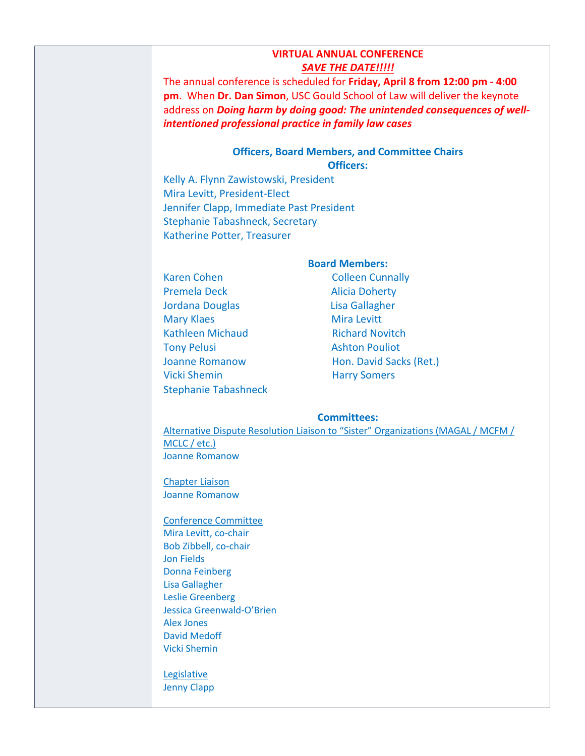## VIRTUAL ANNUAL CONFERENCE

***SAVE THE DATE!!!!!***

The annual conference is scheduled for **Friday, April 8 from 12:00 pm - 4:00 pm**. When **Dr. Dan Simon**, USC Gould School of Law will deliver the keynote address on ***Doing harm by doing good: The unintended consequences of well-intentioned professional practice in family law cases***

## Officers, Board Members, and Committee Chairs

### Officers:

Kelly A. Flynn Zawistowski, President
Mira Levitt, President-Elect
Jennifer Clapp, Immediate Past President
Stephanie Tabashneck, Secretary
Katherine Potter, Treasurer

### Board Members:

Karen Cohen
Premela Deck
Jordana Douglas
Mary Klaes
Kathleen Michaud
Tony Pelusi
Joanne Romanow
Vicki Shemin
Stephanie Tabashneck
Colleen Cunnally
Alicia Doherty
Lisa Gallagher
Mira Levitt
Richard Novitch
Ashton Pouliot
Hon. David Sacks (Ret.)
Harry Somers

### Committees:

Alternative Dispute Resolution Liaison to "Sister" Organizations (MAGAL / MCFM / MCLC / etc.)
Joanne Romanow

Chapter Liaison
Joanne Romanow

Conference Committee
Mira Levitt, co-chair
Bob Zibbell, co-chair
Jon Fields
Donna Feinberg
Lisa Gallagher
Leslie Greenberg
Jessica Greenwald-O'Brien
Alex Jones
David Medoff
Vicki Shemin

Legislative
Jenny Clapp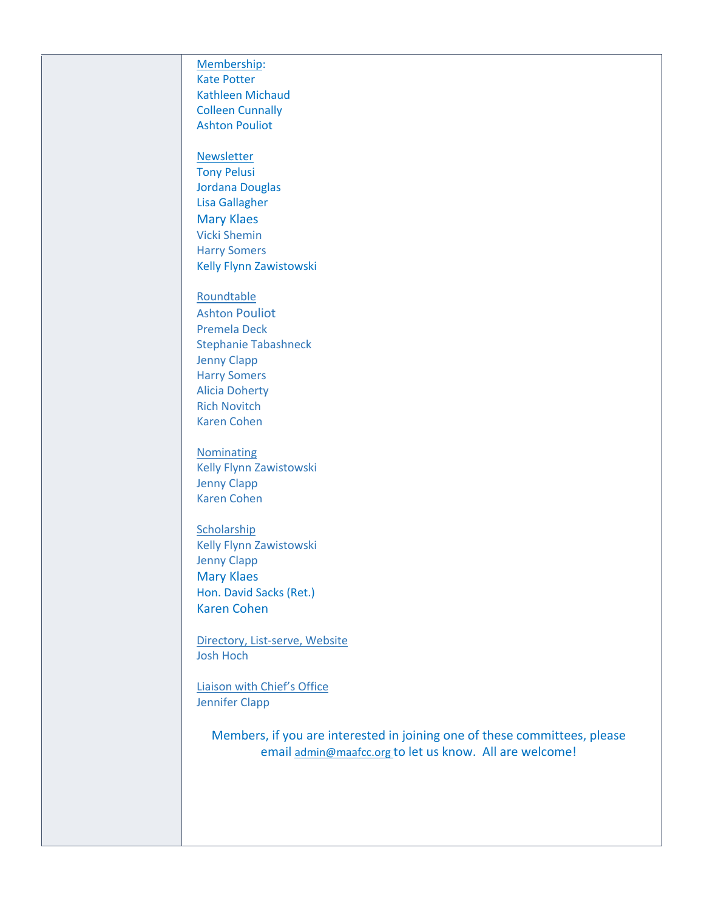Membership:
Kate Potter
Kathleen Michaud
Colleen Cunnally
Ashton Pouliot

Newsletter
Tony Pelusi
Jordana Douglas
Lisa Gallagher
Mary Klaes
Vicki Shemin
Harry Somers
Kelly Flynn Zawistowski

Roundtable
Ashton Pouliot
Premela Deck
Stephanie Tabashneck
Jenny Clapp
Harry Somers
Alicia Doherty
Rich Novitch
Karen Cohen

Nominating
Kelly Flynn Zawistowski
Jenny Clapp
Karen Cohen

Scholarship
Kelly Flynn Zawistowski
Jenny Clapp
Mary Klaes
Hon. David Sacks (Ret.)
Karen Cohen

Directory, List-serve, Website
Josh Hoch

Liaison with Chief's Office
Jennifer Clapp

Members, if you are interested in joining one of these committees, please email admin@maafcc.org to let us know. All are welcome!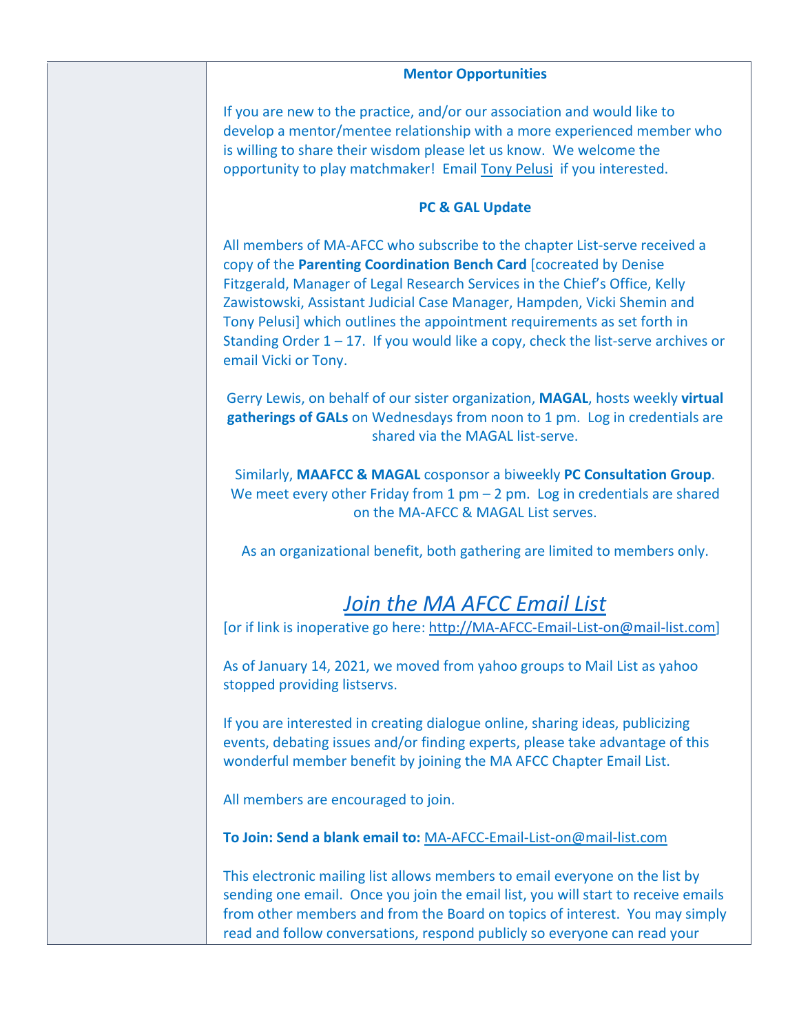**Mentor Opportunities**

If you are new to the practice, and/or our association and would like to develop a mentor/mentee relationship with a more experienced member who is willing to share their wisdom please let us know. We welcome the opportunity to play matchmaker! Email Tony Pelusi if you interested.

**PC & GAL Update**

All members of MA-AFCC who subscribe to the chapter List-serve received a copy of the **Parenting Coordination Bench Card** [cocreated by Denise Fitzgerald, Manager of Legal Research Services in the Chief's Office, Kelly Zawistowski, Assistant Judicial Case Manager, Hampden, Vicki Shemin and Tony Pelusi] which outlines the appointment requirements as set forth in Standing Order 1 – 17. If you would like a copy, check the list-serve archives or email Vicki or Tony.

Gerry Lewis, on behalf of our sister organization, **MAGAL**, hosts weekly **virtual gatherings of GALs** on Wednesdays from noon to 1 pm. Log in credentials are shared via the MAGAL list-serve.

Similarly, **MAAFCC & MAGAL** cosponsor a biweekly **PC Consultation Group**. We meet every other Friday from 1 pm – 2 pm. Log in credentials are shared on the MA-AFCC & MAGAL List serves.

As an organizational benefit, both gathering are limited to members only.

## *Join the MA AFCC Email List*

[or if link is inoperative go here: http://MA-AFCC-Email-List-on@mail-list.com]

As of January 14, 2021, we moved from yahoo groups to Mail List as yahoo stopped providing listservs.

If you are interested in creating dialogue online, sharing ideas, publicizing events, debating issues and/or finding experts, please take advantage of this wonderful member benefit by joining the MA AFCC Chapter Email List.

All members are encouraged to join.

**To Join: Send a blank email to:** MA-AFCC-Email-List-on@mail-list.com

This electronic mailing list allows members to email everyone on the list by sending one email. Once you join the email list, you will start to receive emails from other members and from the Board on topics of interest. You may simply read and follow conversations, respond publicly so everyone can read your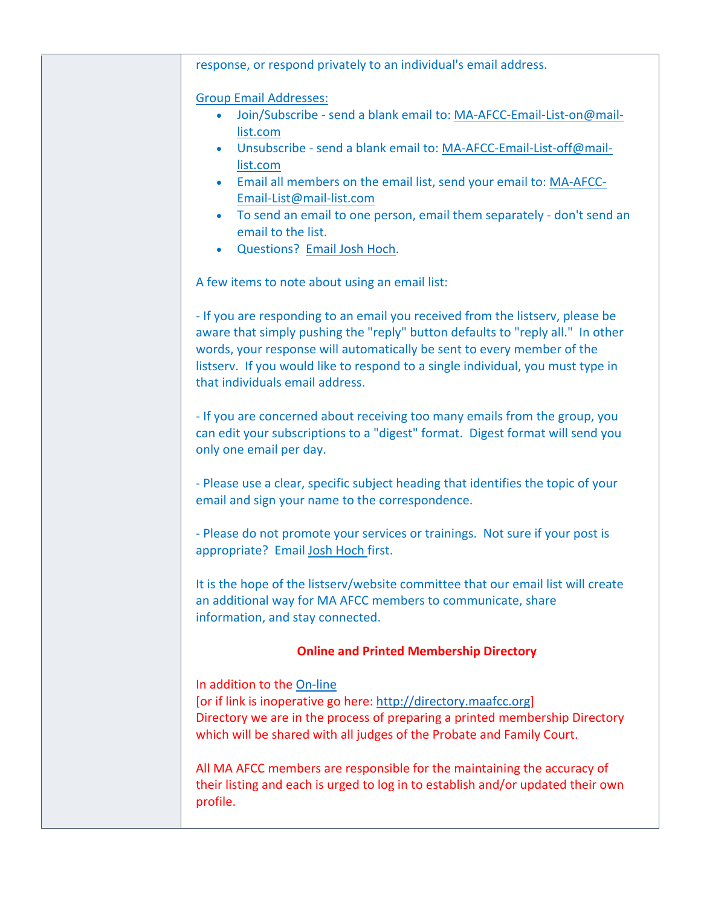response, or respond privately to an individual's email address.

Group Email Addresses:

- Join/Subscribe - send a blank email to: MA-AFCC-Email-List-on@mail-list.com
- Unsubscribe - send a blank email to: MA-AFCC-Email-List-off@mail-list.com
- Email all members on the email list, send your email to: MA-AFCC-Email-List@mail-list.com
- To send an email to one person, email them separately - don't send an email to the list.
- Questions? Email Josh Hoch.

A few items to note about using an email list:

- If you are responding to an email you received from the listserv, please be aware that simply pushing the "reply" button defaults to "reply all." In other words, your response will automatically be sent to every member of the listserv. If you would like to respond to a single individual, you must type in that individuals email address.

- If you are concerned about receiving too many emails from the group, you can edit your subscriptions to a "digest" format. Digest format will send you only one email per day.

- Please use a clear, specific subject heading that identifies the topic of your email and sign your name to the correspondence.

- Please do not promote your services or trainings. Not sure if your post is appropriate? Email Josh Hoch first.

It is the hope of the listserv/website committee that our email list will create an additional way for MA AFCC members to communicate, share information, and stay connected.

**Online and Printed Membership Directory**

In addition to the On-line
[or if link is inoperative go here: http://directory.maafcc.org]
Directory we are in the process of preparing a printed membership Directory which will be shared with all judges of the Probate and Family Court.

All MA AFCC members are responsible for the maintaining the accuracy of their listing and each is urged to log in to establish and/or updated their own profile.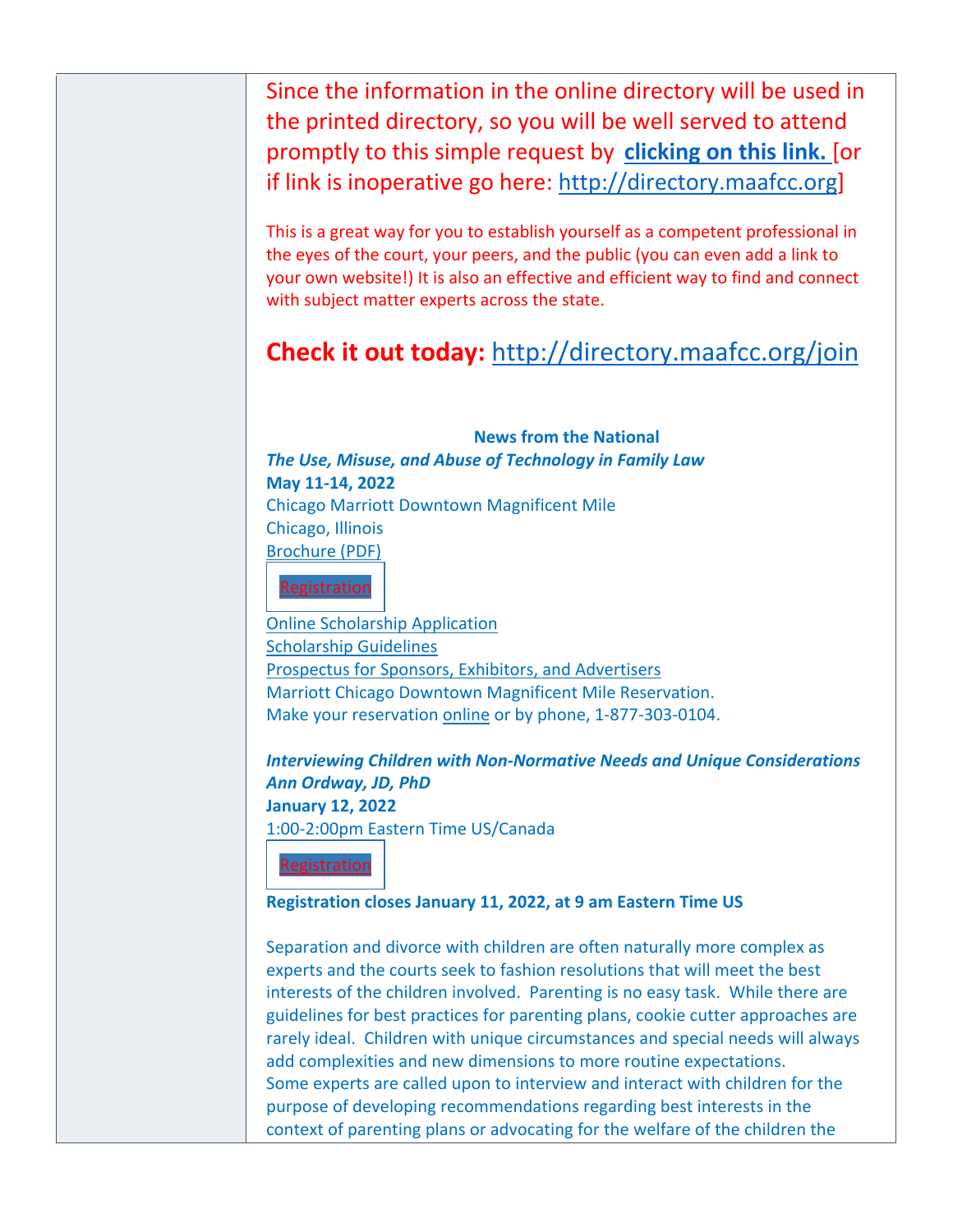Since the information in the online directory will be used in the printed directory, so you will be well served to attend promptly to this simple request by **clicking on this link.** [or if link is inoperative go here: http://directory.maafcc.org]

This is a great way for you to establish yourself as a competent professional in the eyes of the court, your peers, and the public (you can even add a link to your own website!) It is also an effective and efficient way to find and connect with subject matter experts across the state.

**Check it out today:** http://directory.maafcc.org/join

**News from the National**

***The Use, Misuse, and Abuse of Technology in Family Law***
**May 11-14, 2022**
Chicago Marriott Downtown Magnificent Mile
Chicago, Illinois
Brochure (PDF)

Registration

Online Scholarship Application
Scholarship Guidelines
Prospectus for Sponsors, Exhibitors, and Advertisers
Marriott Chicago Downtown Magnificent Mile Reservation.
Make your reservation online or by phone, 1-877-303-0104.

***Interviewing Children with Non-Normative Needs and Unique Considerations***
***Ann Ordway, JD, PhD***
**January 12, 2022**
1:00-2:00pm Eastern Time US/Canada

Registration

**Registration closes January 11, 2022, at 9 am Eastern Time US**

Separation and divorce with children are often naturally more complex as experts and the courts seek to fashion resolutions that will meet the best interests of the children involved. Parenting is no easy task. While there are guidelines for best practices for parenting plans, cookie cutter approaches are rarely ideal. Children with unique circumstances and special needs will always add complexities and new dimensions to more routine expectations.
Some experts are called upon to interview and interact with children for the purpose of developing recommendations regarding best interests in the context of parenting plans or advocating for the welfare of the children the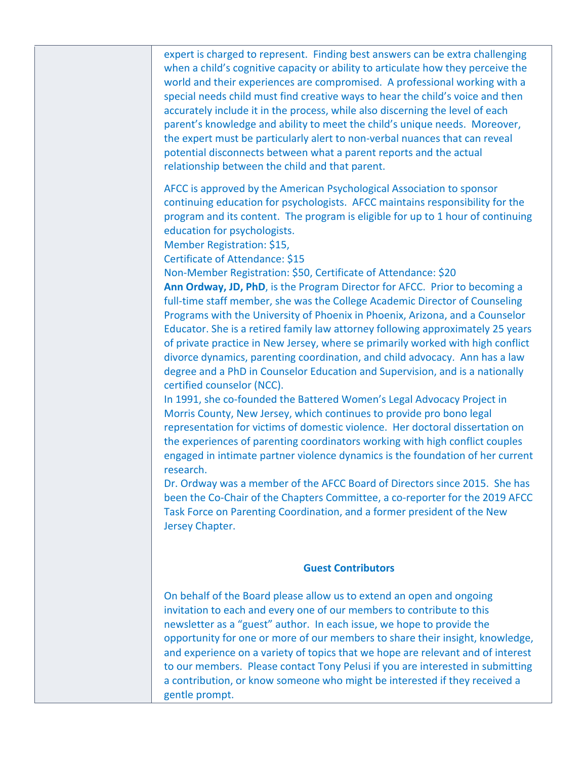expert is charged to represent. Finding best answers can be extra challenging when a child's cognitive capacity or ability to articulate how they perceive the world and their experiences are compromised. A professional working with a special needs child must find creative ways to hear the child's voice and then accurately include it in the process, while also discerning the level of each parent's knowledge and ability to meet the child's unique needs. Moreover, the expert must be particularly alert to non-verbal nuances that can reveal potential disconnects between what a parent reports and the actual relationship between the child and that parent.

AFCC is approved by the American Psychological Association to sponsor continuing education for psychologists. AFCC maintains responsibility for the program and its content. The program is eligible for up to 1 hour of continuing education for psychologists.
Member Registration: $15,
Certificate of Attendance: $15
Non-Member Registration: $50, Certificate of Attendance: $20
**Ann Ordway, JD, PhD**, is the Program Director for AFCC. Prior to becoming a full-time staff member, she was the College Academic Director of Counseling Programs with the University of Phoenix in Phoenix, Arizona, and a Counselor Educator. She is a retired family law attorney following approximately 25 years of private practice in New Jersey, where se primarily worked with high conflict divorce dynamics, parenting coordination, and child advocacy. Ann has a law degree and a PhD in Counselor Education and Supervision, and is a nationally certified counselor (NCC).
In 1991, she co-founded the Battered Women's Legal Advocacy Project in Morris County, New Jersey, which continues to provide pro bono legal representation for victims of domestic violence. Her doctoral dissertation on the experiences of parenting coordinators working with high conflict couples engaged in intimate partner violence dynamics is the foundation of her current research.
Dr. Ordway was a member of the AFCC Board of Directors since 2015. She has been the Co-Chair of the Chapters Committee, a co-reporter for the 2019 AFCC Task Force on Parenting Coordination, and a former president of the New Jersey Chapter.

## Guest Contributors

On behalf of the Board please allow us to extend an open and ongoing invitation to each and every one of our members to contribute to this newsletter as a "guest" author. In each issue, we hope to provide the opportunity for one or more of our members to share their insight, knowledge, and experience on a variety of topics that we hope are relevant and of interest to our members. Please contact Tony Pelusi if you are interested in submitting a contribution, or know someone who might be interested if they received a gentle prompt.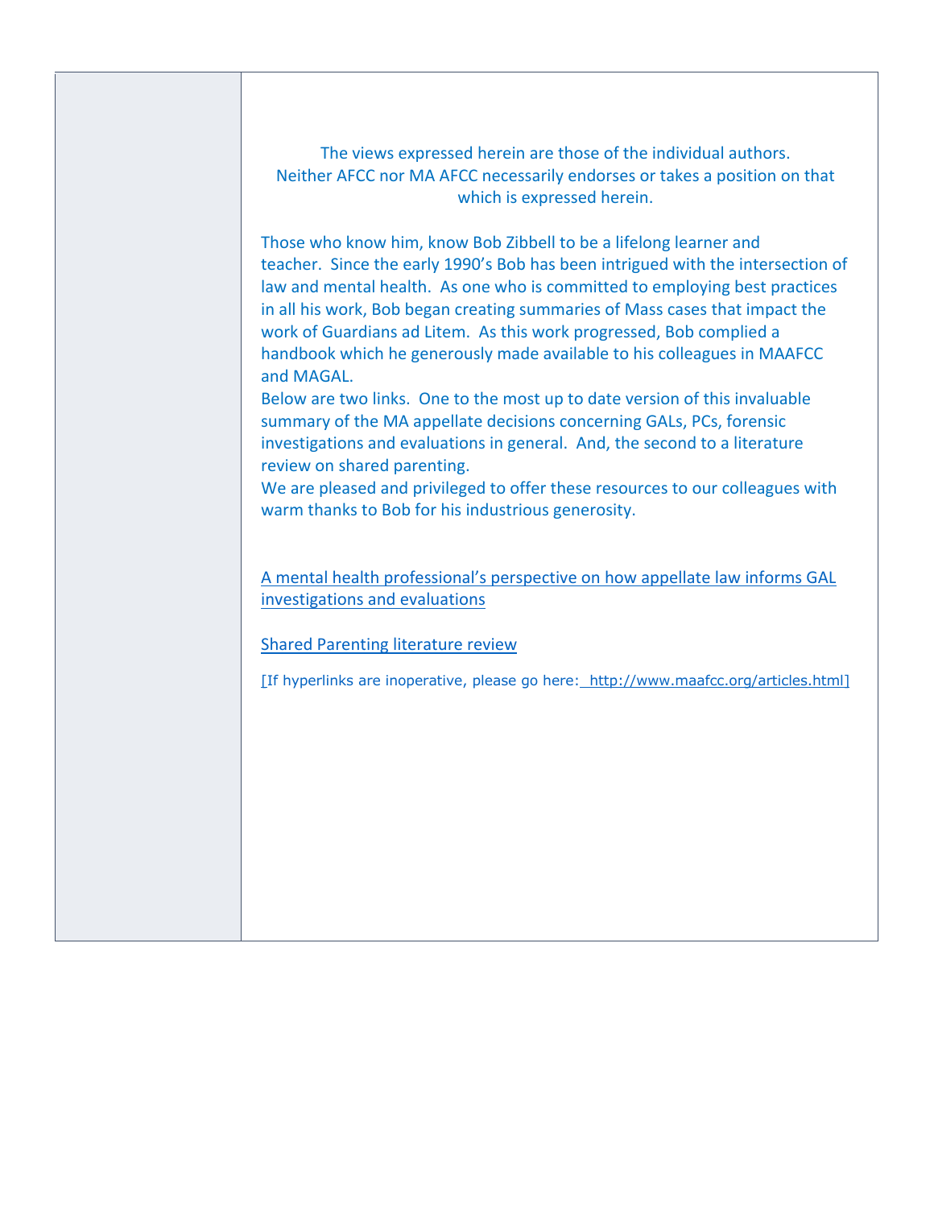The views expressed herein are those of the individual authors.
Neither AFCC nor MA AFCC necessarily endorses or takes a position on that which is expressed herein.

Those who know him, know Bob Zibbell to be a lifelong learner and teacher. Since the early 1990's Bob has been intrigued with the intersection of law and mental health. As one who is committed to employing best practices in all his work, Bob began creating summaries of Mass cases that impact the work of Guardians ad Litem. As this work progressed, Bob complied a handbook which he generously made available to his colleagues in MAAFCC and MAGAL.

Below are two links. One to the most up to date version of this invaluable summary of the MA appellate decisions concerning GALs, PCs, forensic investigations and evaluations in general. And, the second to a literature review on shared parenting.

We are pleased and privileged to offer these resources to our colleagues with warm thanks to Bob for his industrious generosity.

A mental health professional's perspective on how appellate law informs GAL investigations and evaluations

Shared Parenting literature review

[If hyperlinks are inoperative, please go here: http://www.maafcc.org/articles.html]